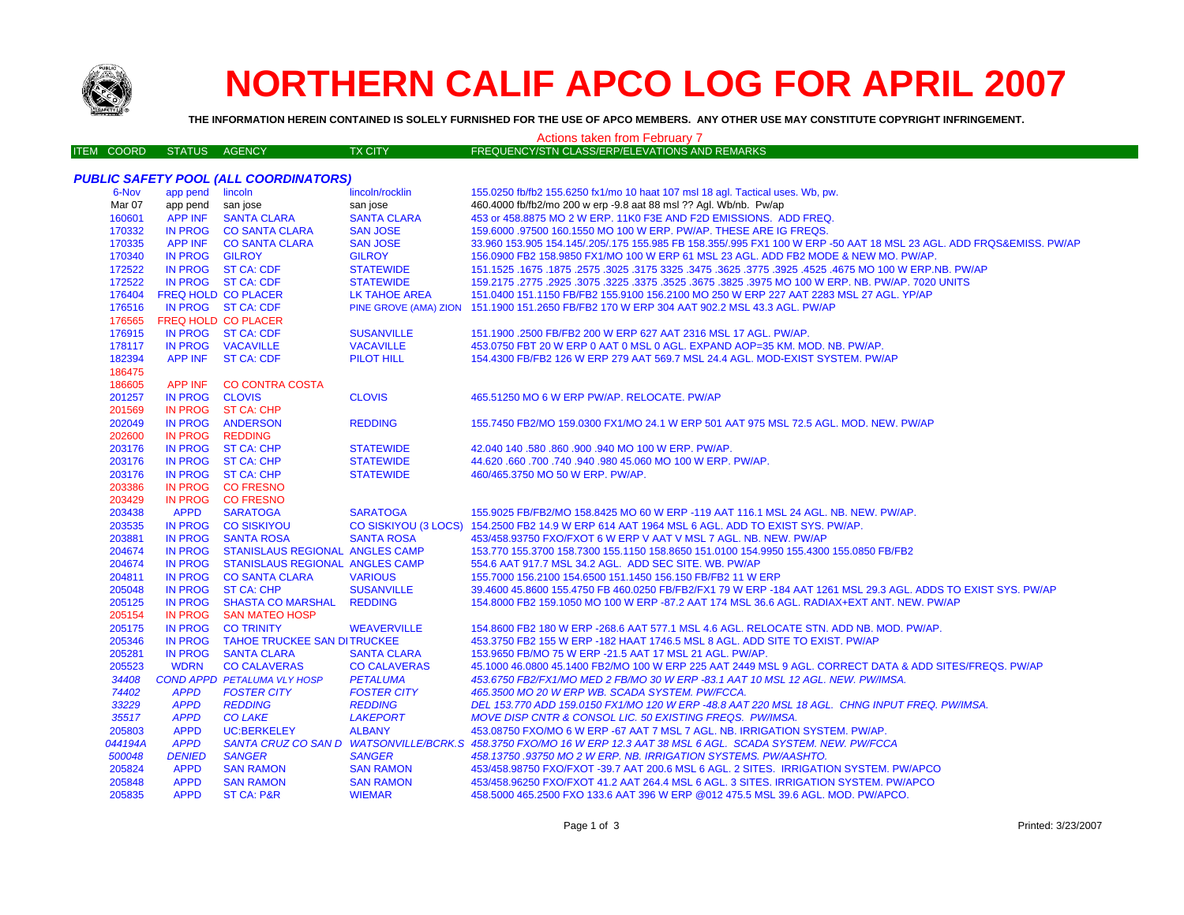# NORTHERN CALIF APCO LOG FOR APRIL 2007

**THE INFORMATION HEREIN CONTAINED IS SOLELY FURNISHED FOR THE USE OF APCO MEMBERS. ANY OTHER USE MAY CONSTITUTE COPYRIGHT INFRINGEMENT.**

Actions taken from February 7

| ITEM COORD | STATUS | AGENCY | TX CITY | FREQUENCY/STN CLASS/ERP/ELEVATIONS AND REMARKS |
|---|---|---|---|---|
| ***PUBLIC SAFETY POOL (ALL COORDINATORS)*** | | | | |
| 6-Nov | app pend | lincoln | lincoln/rocklin | 155.0250 fb/fb2 155.6250 fx1/mo 10 haat 107 msl 18 agl. Tactical uses. Wb, pw. |
| Mar 07 | app pend | san jose | san jose | 460.4000 fb/fb2/mo 200 w erp -9.8 aat 88 msl ?? Agl. Wb/nb. Pw/ap |
| 160601 | APP INF | SANTA CLARA | SANTA CLARA | 453 or 458.8875 MO 2 W ERP. 11K0 F3E AND F2D EMISSIONS. ADD FREQ. |
| 170332 | IN PROG | CO SANTA CLARA | SAN JOSE | 159.6000 .97500 160.1550 MO 100 W ERP. PW/AP. THESE ARE IG FREQS. |
| 170335 | APP INF | CO SANTA CLARA | SAN JOSE | 33.960 153.905 154.145/.205/.175 155.985 FB 158.355/.995 FX1 100 W ERP -50 AAT 18 MSL 23 AGL. ADD FRQS&EMISS. PW/AP |
| 170340 | IN PROG | GILROY | GILROY | 156.0900 FB2 158.9850 FX1/MO 100 W ERP 61 MSL 23 AGL. ADD FB2 MODE & NEW MO. PW/AP. |
| 172522 | IN PROG | ST CA: CDF | STATEWIDE | 151.1525 .1675 .1875 .2575 .3025 .3175 3325 .3475 .3625 .3775 .3925 .4525 .4675 MO 100 W ERP.NB. PW/AP |
| 172522 | IN PROG | ST CA: CDF | STATEWIDE | 159.2175 .2775 .2925 .3075 .3225 .3375 .3525 .3675 .3825 .3975 MO 100 W ERP. NB. PW/AP. 7020 UNITS |
| 176404 | FREQ HOLD | CO PLACER | LK TAHOE AREA | 151.0400 151.1150 FB/FB2 155.9100 156.2100 MO 250 W ERP 227 AAT 2283 MSL 27 AGL. YP/AP |
| 176516 | IN PROG | ST CA: CDF | PINE GROVE (AMA) ZION | 151.1900 151.2650 FB/FB2 170 W ERP 304 AAT 902.2 MSL 43.3 AGL. PW/AP |
| 176565 | FREQ HOLD | CO PLACER | | |
| 176915 | IN PROG | ST CA: CDF | SUSANVILLE | 151.1900 .2500 FB/FB2 200 W ERP 627 AAT 2316 MSL 17 AGL. PW/AP. |
| 178117 | IN PROG | VACAVILLE | VACAVILLE | 453.0750 FBT 20 W ERP 0 AAT 0 MSL 0 AGL. EXPAND AOP=35 KM. MOD. NB. PW/AP. |
| 182394 | APP INF | ST CA: CDF | PILOT HILL | 154.4300 FB/FB2 126 W ERP 279 AAT 569.7 MSL 24.4 AGL. MOD-EXIST SYSTEM. PW/AP |
| 186475 | | | | |
| 186605 | APP INF | CO CONTRA COSTA | | |
| 201257 | IN PROG | CLOVIS | CLOVIS | 465.51250 MO 6 W ERP PW/AP. RELOCATE. PW/AP |
| 201569 | IN PROG | ST CA: CHP | | |
| 202049 | IN PROG | ANDERSON | REDDING | 155.7450 FB2/MO 159.0300 FX1/MO 24.1 W ERP 501 AAT 975 MSL 72.5 AGL. MOD. NEW. PW/AP |
| 202600 | IN PROG | REDDING | | |
| 203176 | IN PROG | ST CA: CHP | STATEWIDE | 42.040 140 .580 .860 .900 .940 MO 100 W ERP. PW/AP. |
| 203176 | IN PROG | ST CA: CHP | STATEWIDE | 44.620 .660 .700 .740 .940 .980 45.060 MO 100 W ERP. PW/AP. |
| 203176 | IN PROG | ST CA: CHP | STATEWIDE | 460/465.3750 MO 50 W ERP. PW/AP. |
| 203386 | IN PROG | CO FRESNO | | |
| 203429 | IN PROG | CO FRESNO | | |
| 203438 | APPD | SARATOGA | SARATOGA | 155.9025 FB/FB2/MO 158.8425 MO 60 W ERP -119 AAT 116.1 MSL 24 AGL. NB. NEW. PW/AP. |
| 203535 | IN PROG | CO SISKIYOU | CO SISKIYOU (3 LOCS) | 154.2500 FB2 14.9 W ERP 614 AAT 1964 MSL 6 AGL. ADD TO EXIST SYS. PW/AP. |
| 203881 | IN PROG | SANTA ROSA | SANTA ROSA | 453/458.93750 FXO/FXOT 6 W ERP V AAT V MSL 7 AGL. NB. NEW. PW/AP |
| 204674 | IN PROG | STANISLAUS REGIONAL | ANGLES CAMP | 153.770 155.3700 158.7300 155.1150 158.8650 151.0100 154.9950 155.4300 155.0850 FB/FB2 |
| 204674 | IN PROG | STANISLAUS REGIONAL | ANGLES CAMP | 554.6 AAT 917.7 MSL 34.2 AGL. ADD SEC SITE. WB. PW/AP |
| 204811 | IN PROG | CO SANTA CLARA | VARIOUS | 155.7000 156.2100 154.6500 151.1450 156.150 FB/FB2 11 W ERP |
| 205048 | IN PROG | ST CA: CHP | SUSANVILLE | 39.4600 45.8600 155.4750 FB 460.0250 FB/FB2/FX1 79 W ERP -184 AAT 1261 MSL 29.3 AGL. ADDS TO EXIST SYS. PW/AP |
| 205125 | IN PROG | SHASTA CO MARSHAL | REDDING | 154.8000 FB2 159.1050 MO 100 W ERP -87.2 AAT 174 MSL 36.6 AGL. RADIAX+EXT ANT. NEW. PW/AP |
| 205154 | IN PROG | SAN MATEO HOSP | | |
| 205175 | IN PROG | CO TRINITY | WEAVERVILLE | 154.8600 FB2 180 W ERP -268.6 AAT 577.1 MSL 4.6 AGL. RELOCATE STN. ADD NB. MOD. PW/AP. |
| 205346 | IN PROG | TAHOE TRUCKEE SAN DI | TRUCKEE | 453.3750 FB2 155 W ERP -182 HAAT 1746.5 MSL 8 AGL. ADD SITE TO EXIST. PW/AP |
| 205281 | IN PROG | SANTA CLARA | SANTA CLARA | 153.9650 FB/MO 75 W ERP -21.5 AAT 17 MSL 21 AGL. PW/AP. |
| 205523 | WDRN | CO CALAVERAS | CO CALAVERAS | 45.1000 46.0800 45.1400 FB2/MO 100 W ERP 225 AAT 2449 MSL 9 AGL. CORRECT DATA & ADD SITES/FREQS. PW/AP |
| *34408* | *COND APPD* | *PETALUMA VLY HOSP* | *PETALUMA* | *453.6750 FB2/FX1/MO MED 2 FB/MO 30 W ERP -83.1 AAT 10 MSL 12 AGL. NEW. PW/IMSA.* |
| *74402* | *APPD* | *FOSTER CITY* | *FOSTER CITY* | *465.3500 MO 20 W ERP WB. SCADA SYSTEM. PW/FCCA.* |
| *33229* | *APPD* | *REDDING* | *REDDING* | *DEL 153.770 ADD 159.0150 FX1/MO 120 W ERP -48.8 AAT 220 MSL 18 AGL. CHNG INPUT FREQ. PW/IMSA.* |
| *35517* | *APPD* | *CO LAKE* | *LAKEPORT* | *MOVE DISP CNTR & CONSOL LIC. 50 EXISTING FREQS. PW/IMSA.* |
| 205803 | APPD | UC:BERKELEY | ALBANY | 453.08750 FXO/MO 6 W ERP -67 AAT 7 MSL 7 AGL. NB. IRRIGATION SYSTEM. PW/AP. |
| *044194A* | *APPD* | *SANTA CRUZ CO SAN D* | *WATSONVILLE/BCRK.S* | *458.3750 FXO/MO 16 W ERP 12.3 AAT 38 MSL 6 AGL. SCADA SYSTEM. NEW. PW/FCCA* |
| *500048* | *DENIED* | *SANGER* | *SANGER* | *458.13750 .93750 MO 2 W ERP. NB. IRRIGATION SYSTEMS. PW/AASHTO.* |
| 205824 | APPD | SAN RAMON | SAN RAMON | 453/458.98750 FXO/FXOT -39.7 AAT 200.6 MSL 6 AGL. 2 SITES. IRRIGATION SYSTEM. PW/APCO |
| 205848 | APPD | SAN RAMON | SAN RAMON | 453/458.96250 FXO/FXOT 41.2 AAT 264.4 MSL 6 AGL. 3 SITES. IRRIGATION SYSTEM. PW/APCO |
| 205835 | APPD | ST CA: P&R | WIEMAR | 458.5000 465.2500 FXO 133.6 AAT 396 W ERP @012 475.5 MSL 39.6 AGL. MOD. PW/APCO. |

Printed: 3/23/2007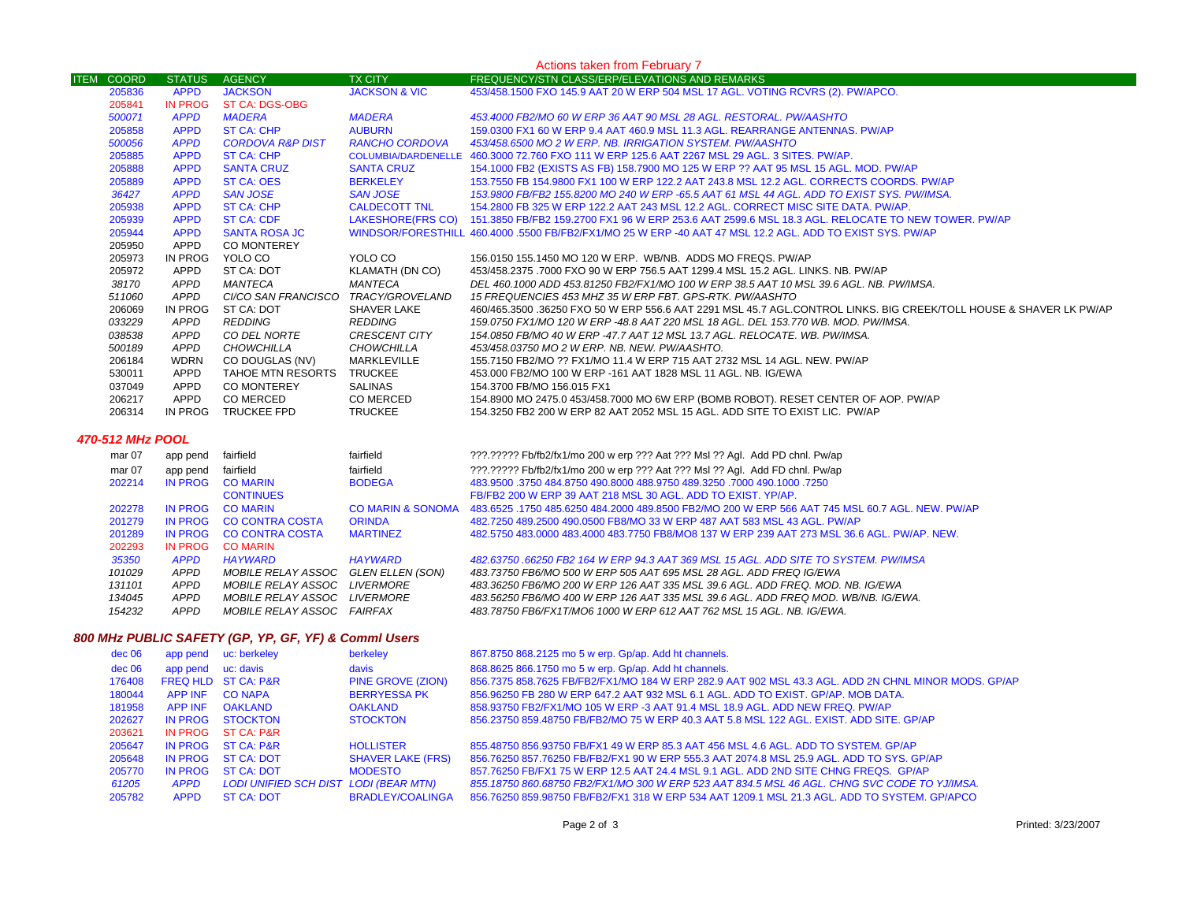Actions taken from February 7

| ITEM | COORD | STATUS | AGENCY | TX CITY | FREQUENCY/STN CLASS/ERP/ELEVATIONS AND REMARKS |
|---|---|---|---|---|---|
| | 205836 | APPD | JACKSON | JACKSON & VIC | 453/458.1500 FXO 145.9 AAT 20 W ERP 504 MSL 17 AGL. VOTING RCVRS (2). PW/APCO. |
| | 205841 | IN PROG | ST CA: DGS-OBG | | |
| | *500071* | *APPD* | *MADERA* | *MADERA* | *453.4000 FB2/MO 60 W ERP 36 AAT 90 MSL 28 AGL. RESTORAL. PW/AASHTO* |
| | 205858 | APPD | ST CA: CHP | AUBURN | 159.0300 FX1 60 W ERP 9.4 AAT 460.9 MSL 11.3 AGL. REARRANGE ANTENNAS. PW/AP |
| | *500056* | *APPD* | *CORDOVA R&P DIST* | *RANCHO CORDOVA* | *453/458.6500 MO 2 W ERP. NB. IRRIGATION SYSTEM. PW/AASHTO* |
| | 205885 | APPD | ST CA: CHP | COLUMBIA/DARDENELLE | 460.3000 72.760 FXO 111 W ERP 125.6 AAT 2267 MSL 29 AGL. 3 SITES. PW/AP. |
| | 205888 | APPD | SANTA CRUZ | SANTA CRUZ | 154.1000 FB2 (EXISTS AS FB) 158.7900 MO 125 W ERP ?? AAT 95 MSL 15 AGL. MOD. PW/AP |
| | 205889 | APPD | ST CA: OES | BERKELEY | 153.7550 FB 154.9800 FX1 100 W ERP 122.2 AAT 243.8 MSL 12.2 AGL. CORRECTS COORDS. PW/AP |
| | *36427* | *APPD* | *SAN JOSE* | *SAN JOSE* | *153.9800 FB/FB2 155.8200 MO 240 W ERP -65.5 AAT 61 MSL 44 AGL. ADD TO EXIST SYS. PW/IMSA.* |
| | 205938 | APPD | ST CA: CHP | CALDECOTT TNL | 154.2800 FB 325 W ERP 122.2 AAT 243 MSL 12.2 AGL. CORRECT MISC SITE DATA. PW/AP. |
| | 205939 | APPD | ST CA: CDF | LAKESHORE(FRS CO) | 151.3850 FB/FB2 159.2700 FX1 96 W ERP 253.6 AAT 2599.6 MSL 18.3 AGL. RELOCATE TO NEW TOWER. PW/AP |
| | 205944 | APPD | SANTA ROSA JC | WINDSOR/FORESTHILL | 460.4000 .5500 FB/FB2/FX1/MO 25 W ERP -40 AAT 47 MSL 12.2 AGL. ADD TO EXIST SYS. PW/AP |
| | 205950 | APPD | CO MONTEREY | | |
| | 205973 | IN PROG | YOLO CO | YOLO CO | 156.0150 155.1450 MO 120 W ERP. WB/NB. ADDS MO FREQS. PW/AP |
| | 205972 | APPD | ST CA: DOT | KLAMATH (DN CO) | 453/458.2375 .7000 FXO 90 W ERP 756.5 AAT 1299.4 MSL 15.2 AGL. LINKS. NB. PW/AP |
| | *38170* | *APPD* | *MANTECA* | *MANTECA* | *DEL 460.1000 ADD 453.81250 FB2/FX1/MO 100 W ERP 38.5 AAT 10 MSL 39.6 AGL. NB. PW/IMSA.* |
| | *511060* | *APPD* | *CI/CO SAN FRANCISCO* | *TRACY/GROVELAND* | *15 FREQUENCIES 453 MHZ 35 W ERP FBT. GPS-RTK. PW/AASHTO* |
| | 206069 | IN PROG | ST CA: DOT | SHAVER LAKE | 460/465.3500 .36250 FXO 50 W ERP 556.6 AAT 2291 MSL 45.7 AGL.CONTROL LINKS. BIG CREEK/TOLL HOUSE & SHAVER LK PW/AP |
| | *033229* | *APPD* | *REDDING* | *REDDING* | *159.0750 FX1/MO 120 W ERP -48.8 AAT 220 MSL 18 AGL. DEL 153.770 WB. MOD. PW/IMSA.* |
| | *038538* | *APPD* | *CO DEL NORTE* | *CRESCENT CITY* | *154.0850 FB/MO 40 W ERP -47.7 AAT 12 MSL 13.7 AGL. RELOCATE. WB. PW/IMSA.* |
| | *500189* | *APPD* | *CHOWCHILLA* | *CHOWCHILLA* | *453/458.03750 MO 2 W ERP. NB. NEW. PW/AASHTO.* |
| | 206184 | WDRN | CO DOUGLAS (NV) | MARKLEVILLE | 155.7150 FB2/MO ?? FX1/MO 11.4 W ERP 715 AAT 2732 MSL 14 AGL. NEW. PW/AP |
| | 530011 | APPD | TAHOE MTN RESORTS | TRUCKEE | 453.000 FB2/MO 100 W ERP -161 AAT 1828 MSL 11 AGL. NB. IG/EWA |
| | 037049 | APPD | CO MONTEREY | SALINAS | 154.3700 FB/MO 156.015 FX1 |
| | 206217 | APPD | CO MERCED | CO MERCED | 154.8900 MO 2475.0 453/458.7000 MO 6W ERP (BOMB ROBOT). RESET CENTER OF AOP. PW/AP |
| | 206314 | IN PROG | TRUCKEE FPD | TRUCKEE | 154.3250 FB2 200 W ERP 82 AAT 2052 MSL 15 AGL. ADD SITE TO EXIST LIC. PW/AP |

## *470-512 MHz POOL*

| ITEM | COORD | STATUS | AGENCY | TX CITY | FREQUENCY/STN CLASS/ERP/ELEVATIONS AND REMARKS |
|---|---|---|---|---|---|
| | mar 07 | app pend | fairfield | fairfield | ???.????? Fb/fb2/fx1/mo 200 w erp ??? Aat ??? Msl ?? Agl. Add PD chnl. Pw/ap |
| | mar 07 | app pend | fairfield | fairfield | ???.????? Fb/fb2/fx1/mo 200 w erp ??? Aat ??? Msl ?? Agl. Add FD chnl. Pw/ap |
| | 202214 | IN PROG | CO MARIN | BODEGA | 483.9500 .3750 484.8750 490.8000 488.9750 489.3250 .7000 490.1000 .7250 |
| | | | CONTINUES | | FB/FB2 200 W ERP 39 AAT 218 MSL 30 AGL. ADD TO EXIST. YP/AP. |
| | 202278 | IN PROG | CO MARIN | CO MARIN & SONOMA | 483.6525 .1750 485.6250 484.2000 489.8500 FB2/MO 200 W ERP 566 AAT 745 MSL 60.7 AGL. NEW. PW/AP |
| | 201279 | IN PROG | CO CONTRA COSTA | ORINDA | 482.7250 489.2500 490.0500 FB8/MO 33 W ERP 487 AAT 583 MSL 43 AGL. PW/AP |
| | 201289 | IN PROG | CO CONTRA COSTA | MARTINEZ | 482.5750 483.0000 483.4000 483.7750 FB8/MO8 137 W ERP 239 AAT 273 MSL 36.6 AGL. PW/AP. NEW. |
| | 202293 | IN PROG | CO MARIN | | |
| | *35350* | *APPD* | *HAYWARD* | *HAYWARD* | *482.63750 .66250 FB2 164 W ERP 94.3 AAT 369 MSL 15 AGL. ADD SITE TO SYSTEM. PW/IMSA* |
| | *101029* | *APPD* | *MOBILE RELAY ASSOC* | *GLEN ELLEN (SON)* | *483.73750 FB6/MO 500 W ERP 505 AAT 695 MSL 28 AGL. ADD FREQ IG/EWA* |
| | *131101* | *APPD* | *MOBILE RELAY ASSOC* | *LIVERMORE* | *483.36250 FB6/MO 200 W ERP 126 AAT 335 MSL 39.6 AGL. ADD FREQ. MOD. NB. IG/EWA* |
| | *134045* | *APPD* | *MOBILE RELAY ASSOC* | *LIVERMORE* | *483.56250 FB6/MO 400 W ERP 126 AAT 335 MSL 39.6 AGL. ADD FREQ MOD. WB/NB. IG/EWA.* |
| | *154232* | *APPD* | *MOBILE RELAY ASSOC* | *FAIRFAX* | *483.78750 FB6/FX1T/MO6 1000 W ERP 612 AAT 762 MSL 15 AGL. NB. IG/EWA.* |

## *800 MHz PUBLIC SAFETY (GP, YP, GF, YF) & Comml Users*

| ITEM | COORD | STATUS | AGENCY | TX CITY | FREQUENCY/STN CLASS/ERP/ELEVATIONS AND REMARKS |
|---|---|---|---|---|---|
| | dec 06 | app pend | uc: berkeley | berkeley | 867.8750 868.2125 mo 5 w erp. Gp/ap. Add ht channels. |
| | dec 06 | app pend | uc: davis | davis | 868.8625 866.1750 mo 5 w erp. Gp/ap. Add ht channels. |
| | 176408 | FREQ HLD | ST CA: P&R | PINE GROVE (ZION) | 856.7375 858.7625 FB/FB2/FX1/MO 184 W ERP 282.9 AAT 902 MSL 43.3 AGL. ADD 2N CHNL MINOR MODS. GP/AP |
| | 180044 | APP INF | CO NAPA | BERRYESSA PK | 856.96250 FB 280 W ERP 647.2 AAT 932 MSL 6.1 AGL. ADD TO EXIST. GP/AP. MOB DATA. |
| | 181958 | APP INF | OAKLAND | OAKLAND | 858.93750 FB2/FX1/MO 105 W ERP -3 AAT 91.4 MSL 18.9 AGL. ADD NEW FREQ. PW/AP |
| | 202627 | IN PROG | STOCKTON | STOCKTON | 856.23750 859.48750 FB/FB2/MO 75 W ERP 40.3 AAT 5.8 MSL 122 AGL. EXIST. ADD SITE. GP/AP |
| | 203621 | IN PROG | ST CA: P&R | | |
| | 205647 | IN PROG | ST CA: P&R | HOLLISTER | 855.48750 856.93750 FB/FX1 49 W ERP 85.3 AAT 456 MSL 4.6 AGL. ADD TO SYSTEM. GP/AP |
| | 205648 | IN PROG | ST CA: DOT | SHAVER LAKE (FRS) | 856.76250 857.76250 FB/FB2/FX1 90 W ERP 555.3 AAT 2074.8 MSL 25.9 AGL. ADD TO SYS. GP/AP |
| | 205770 | IN PROG | ST CA: DOT | MODESTO | 857.76250 FB/FX1 75 W ERP 12.5 AAT 24.4 MSL 9.1 AGL. ADD 2ND SITE CHNG FREQS. GP/AP |
| | *61205* | *APPD* | *LODI UNIFIED SCH DIST* | *LODI (BEAR MTN)* | *855.18750 860.68750 FB2/FX1/MO 300 W ERP 523 AAT 834.5 MSL 46 AGL. CHNG SVC CODE TO YJ/IMSA.* |
| | 205782 | APPD | ST CA: DOT | BRADLEY/COALINGA | 856.76250 859.98750 FB/FB2/FX1 318 W ERP 534 AAT 1209.1 MSL 21.3 AGL. ADD TO SYSTEM. GP/APCO |

Printed: 3/23/2007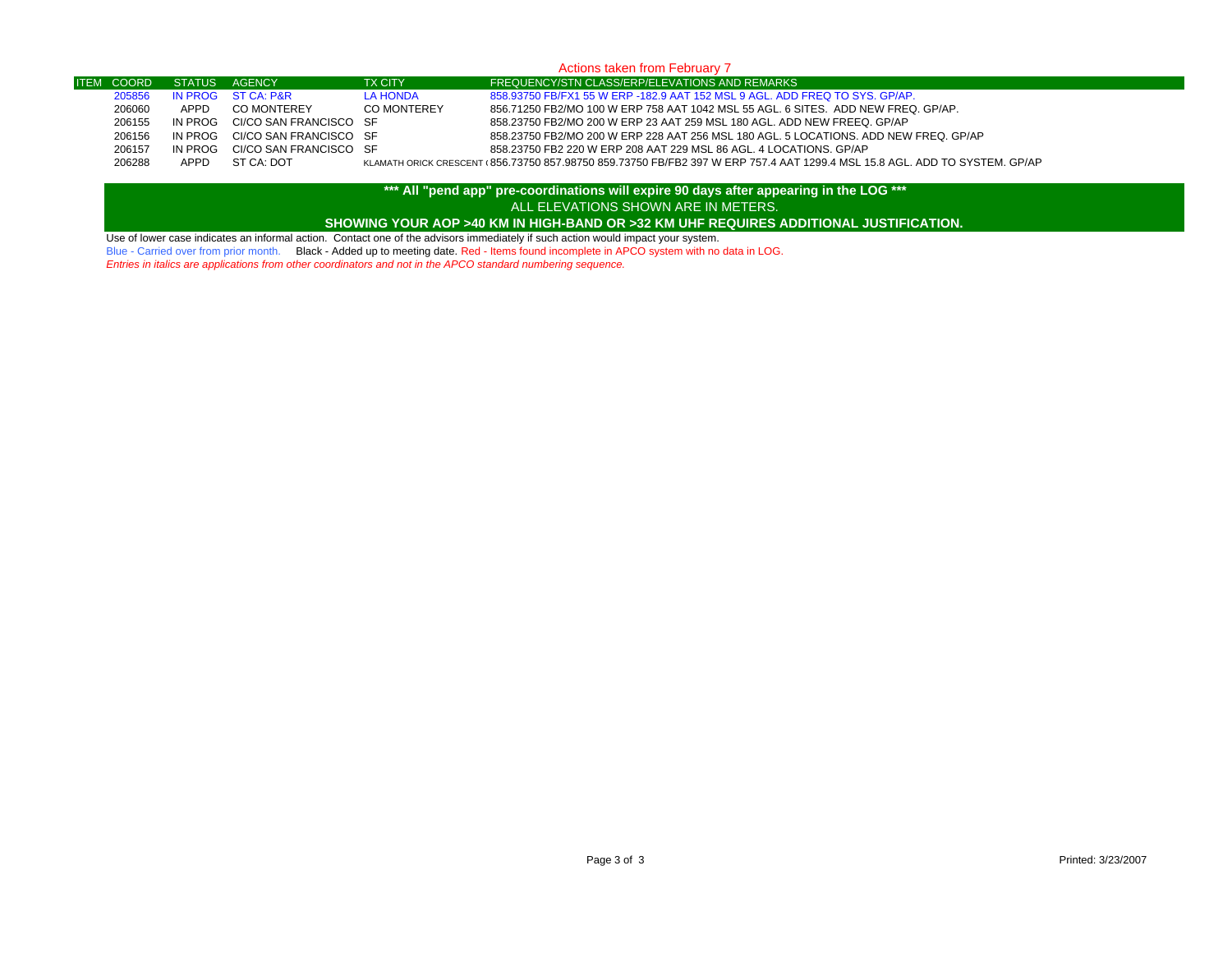Actions taken from February 7

| ITEM | COORD | STATUS | AGENCY | TX CITY | FREQUENCY/STN CLASS/ERP/ELEVATIONS AND REMARKS |
|---|---|---|---|---|---|
| | 205856 | IN PROG | ST CA: P&R | LA HONDA | 858.93750 FB/FX1 55 W ERP -182.9 AAT 152 MSL 9 AGL. ADD FREQ TO SYS. GP/AP. |
| | 206060 | APPD | CO MONTEREY | CO MONTEREY | 856.71250 FB2/MO 100 W ERP 758 AAT 1042 MSL 55 AGL. 6 SITES. ADD NEW FREQ. GP/AP. |
| | 206155 | IN PROG | CI/CO SAN FRANCISCO | SF | 858.23750 FB2/MO 200 W ERP 23 AAT 259 MSL 180 AGL. ADD NEW FREEQ. GP/AP |
| | 206156 | IN PROG | CI/CO SAN FRANCISCO | SF | 858.23750 FB2/MO 200 W ERP 228 AAT 256 MSL 180 AGL. 5 LOCATIONS. ADD NEW FREQ. GP/AP |
| | 206157 | IN PROG | CI/CO SAN FRANCISCO | SF | 858.23750 FB2 220 W ERP 208 AAT 229 MSL 86 AGL. 4 LOCATIONS. GP/AP |
| | 206288 | APPD | ST CA: DOT | KLAMATH ORICK CRESCENT ( | 856.73750 857.98750 859.73750 FB/FB2 397 W ERP 757.4 AAT 1299.4 MSL 15.8 AGL. ADD TO SYSTEM. GP/AP |

**\*\*\* All "pend app" pre-coordinations will expire 90 days after appearing in the LOG \*\*\***

ALL ELEVATIONS SHOWN ARE IN METERS.

**SHOWING YOUR AOP >40 KM IN HIGH-BAND OR >32 KM UHF REQUIRES ADDITIONAL JUSTIFICATION.**

Use of lower case indicates an informal action. Contact one of the advisors immediately if such action would impact your system.

Blue - Carried over from prior month. Black - Added up to meeting date. Red - Items found incomplete in APCO system with no data in LOG.

*Entries in italics are applications from other coordinators and not in the APCO standard numbering sequence.*

Printed: 3/23/2007